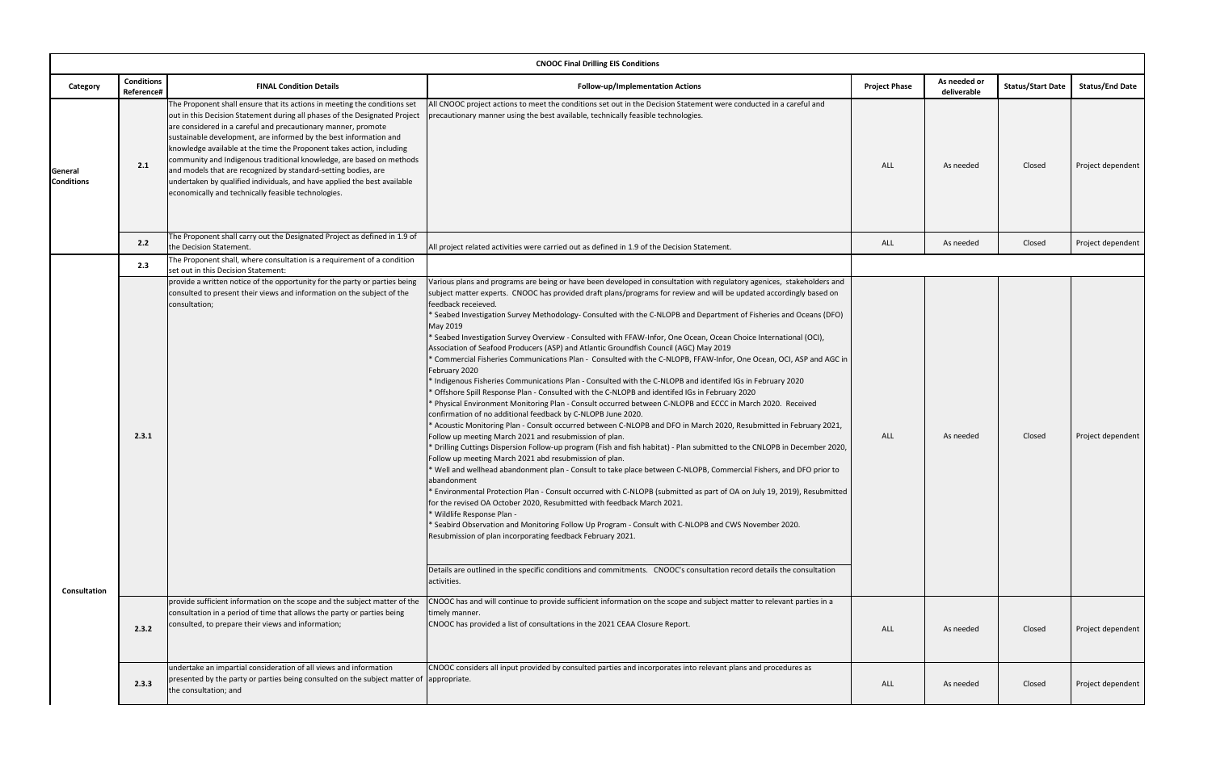| CNOOC Final Drilling EIS Conditions | | | | | | | |
|---|---|---|---|---|---|---|---|
| **Category** | **Conditions Reference#** | **FINAL Condition Details** | **Follow-up/Implementation Actions** | **Project Phase** | **As needed or deliverable** | **Status/Start Date** | **Status/End Date** |
| **General Conditions** | **2.1** | The Proponent shall ensure that its actions in meeting the conditions set out in this Decision Statement during all phases of the Designated Project are considered in a careful and precautionary manner, promote sustainable development, are informed by the best information and knowledge available at the time the Proponent takes action, including community and Indigenous traditional knowledge, are based on methods and models that are recognized by standard-setting bodies, are undertaken by qualified individuals, and have applied the best available economically and technically feasible technologies. | All CNOOC project actions to meet the conditions set out in the Decision Statement were conducted in a careful and precautionary manner using the best available, technically feasible technologies. | ALL | As needed | Closed | Project dependent |
| | **2.2** | The Proponent shall carry out the Designated Project as defined in 1.9 of the Decision Statement. | All project related activities were carried out as defined in 1.9 of the Decision Statement. | ALL | As needed | Closed | Project dependent |
| **Consultation** | **2.3** | The Proponent shall, where consultation is a requirement of a condition set out in this Decision Statement: | | | | | |
| | **2.3.1** | provide a written notice of the opportunity for the party or parties being consulted to present their views and information on the subject of the consultation; | Various plans and programs are being or have been developed in consultation with regulatory agenices, stakeholders and subject matter experts. CNOOC has provided draft plans/programs for review and will be updated accordingly based on feedback receieved.<br>* Seabed Investigation Survey Methodology- Consulted with the C-NLOPB and Department of Fisheries and Oceans (DFO) May 2019<br>* Seabed Investigation Survey Overview - Consulted with FFAW-Infor, One Ocean, Ocean Choice International (OCI), Association of Seafood Producers (ASP) and Atlantic Groundfish Council (AGC) May 2019<br>* Commercial Fisheries Communications Plan - Consulted with the C-NLOPB, FFAW-Infor, One Ocean, OCI, ASP and AGC in February 2020<br>* Indigenous Fisheries Communications Plan - Consulted with the C-NLOPB and identifed IGs in February 2020<br>* Offshore Spill Response Plan - Consulted with the C-NLOPB and identifed IGs in February 2020<br>* Physical Environment Monitoring Plan - Consult occurred between C-NLOPB and ECCC in March 2020. Received confirmation of no additional feedback by C-NLOPB June 2020.<br>* Acoustic Monitoring Plan - Consult occurred between C-NLOPB and DFO in March 2020, Resubmitted in February 2021, Follow up meeting March 2021 and resubmission of plan.<br>* Drilling Cuttings Dispersion Follow-up program (Fish and fish habitat) - Plan submitted to the CNLOPB in December 2020, Follow up meeting March 2021 abd resubmission of plan.<br>* Well and wellhead abandonment plan - Consult to take place between C-NLOPB, Commercial Fishers, and DFO prior to abandonment<br>* Environmental Protection Plan - Consult occurred with C-NLOPB (submitted as part of OA on July 19, 2019), Resubmitted for the revised OA October 2020, Resubmitted with feedback March 2021.<br>* Wildlife Response Plan -<br>* Seabird Observation and Monitoring Follow Up Program - Consult with C-NLOPB and CWS November 2020. Resubmission of plan incorporating feedback February 2021.<br><br>Details are outlined in the specific conditions and commitments. CNOOC's consultation record details the consultation activities. | ALL | As needed | Closed | Project dependent |
| | **2.3.2** | provide sufficient information on the scope and the subject matter of the consultation in a period of time that allows the party or parties being consulted, to prepare their views and information; | CNOOC has and will continue to provide sufficient information on the scope and subject matter to relevant parties in a timely manner.<br>CNOOC has provided a list of consultations in the 2021 CEAA Closure Report. | ALL | As needed | Closed | Project dependent |
| | **2.3.3** | undertake an impartial consideration of all views and information presented by the party or parties being consulted on the subject matter of the consultation; and | CNOOC considers all input provided by consulted parties and incorporates into relevant plans and procedures as appropriate. | ALL | As needed | Closed | Project dependent |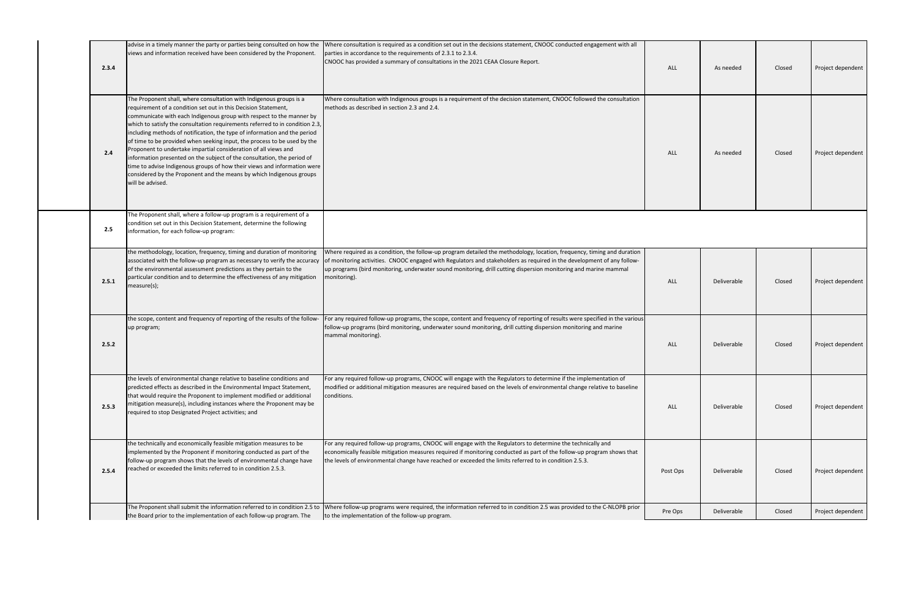| | | | | | | |
|---|---|---|---|---|---|---|
| 2.3.4 | advise in a timely manner the party or parties being consulted on how the views and information received have been considered by the Proponent. | Where consultation is required as a condition set out in the decisions statement, CNOOC conducted engagement with all parties in accordance to the requirements of 2.3.1 to 2.3.4. CNOOC has provided a summary of consultations in the 2021 CEAA Closure Report. | ALL | As needed | Closed | Project dependent |
| 2.4 | The Proponent shall, where consultation with Indigenous groups is a requirement of a condition set out in this Decision Statement, communicate with each Indigenous group with respect to the manner by which to satisfy the consultation requirements referred to in condition 2.3, including methods of notification, the type of information and the period of time to be provided when seeking input, the process to be used by the Proponent to undertake impartial consideration of all views and information presented on the subject of the consultation, the period of time to advise Indigenous groups of how their views and information were considered by the Proponent and the means by which Indigenous groups will be advised. | Where consultation with Indigenous groups is a requirement of the decision statement, CNOOC followed the consultation methods as described in section 2.3 and 2.4. | ALL | As needed | Closed | Project dependent |
| 2.5 | The Proponent shall, where a follow-up program is a requirement of a condition set out in this Decision Statement, determine the following information, for each follow-up program: | | | | | |
| 2.5.1 | the methodology, location, frequency, timing and duration of monitoring associated with the follow-up program as necessary to verify the accuracy of the environmental assessment predictions as they pertain to the particular condition and to determine the effectiveness of any mitigation measure(s); | Where required as a condition, the follow-up program detailed the methodology, location, frequency, timing and duration of monitoring activities. CNOOC engaged with Regulators and stakeholders as required in the development of any follow-up programs (bird monitoring, underwater sound monitoring, drill cutting dispersion monitoring and marine mammal monitoring). | ALL | Deliverable | Closed | Project dependent |
| 2.5.2 | the scope, content and frequency of reporting of the results of the follow-up program; | For any required follow-up programs, the scope, content and frequency of reporting of results were specified in the various follow-up programs (bird monitoring, underwater sound monitoring, drill cutting dispersion monitoring and marine mammal monitoring). | ALL | Deliverable | Closed | Project dependent |
| 2.5.3 | the levels of environmental change relative to baseline conditions and predicted effects as described in the Environmental Impact Statement, that would require the Proponent to implement modified or additional mitigation measure(s), including instances where the Proponent may be required to stop Designated Project activities; and | For any required follow-up programs, CNOOC will engage with the Regulators to determine if the implementation of modified or additional mitigation measures are required based on the levels of environmental change relative to baseline conditions. | ALL | Deliverable | Closed | Project dependent |
| 2.5.4 | the technically and economically feasible mitigation measures to be implemented by the Proponent if monitoring conducted as part of the follow-up program shows that the levels of environmental change have reached or exceeded the limits referred to in condition 2.5.3. | For any required follow-up programs, CNOOC will engage with the Regulators to determine the technically and economically feasible mitigation measures required if monitoring conducted as part of the follow-up program shows that the levels of environmental change have reached or exceeded the limits referred to in condition 2.5.3. | Post Ops | Deliverable | Closed | Project dependent |
| | The Proponent shall submit the information referred to in condition 2.5 to the Board prior to the implementation of each follow-up program. The | Where follow-up programs were required, the information referred to in condition 2.5 was provided to the C-NLOPB prior to the implementation of the follow-up program. | Pre Ops | Deliverable | Closed | Project dependent |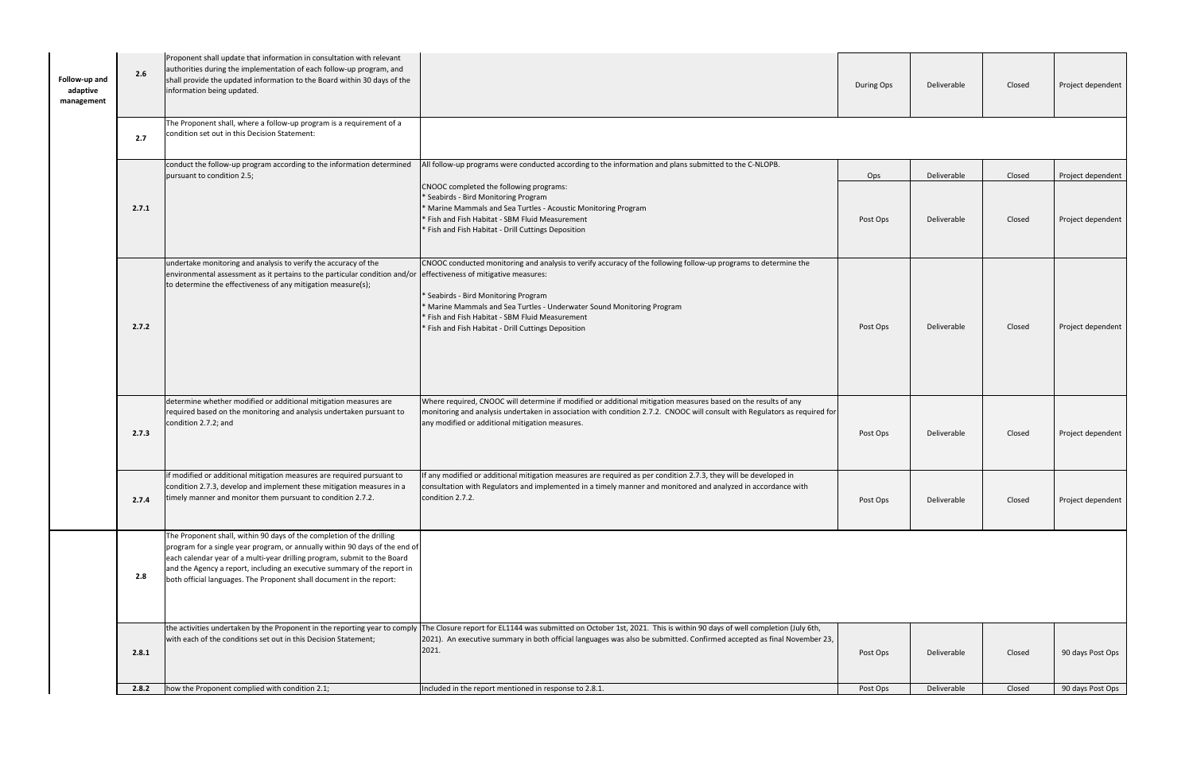| | | | | | | | |
|---|---|---|---|---|---|---|---|
| **Follow-up and adaptive management** | **2.6** | Proponent shall update that information in consultation with relevant authorities during the implementation of each follow-up program, and shall provide the updated information to the Board within 30 days of the information being updated. | | During Ops | Deliverable | Closed | Project dependent |
| | **2.7** | The Proponent shall, where a follow-up program is a requirement of a condition set out in this Decision Statement: | | | | | |
| | **2.7.1** | conduct the follow-up program according to the information determined pursuant to condition 2.5; | All follow-up programs were conducted according to the information and plans submitted to the C-NLOPB. CNOOC completed the following programs: * Seabirds - Bird Monitoring Program * Marine Mammals and Sea Turtles - Acoustic Monitoring Program * Fish and Fish Habitat - SBM Fluid Measurement * Fish and Fish Habitat - Drill Cuttings Deposition | Ops | Deliverable | Closed | Project dependent |
| | | | | Post Ops | Deliverable | Closed | Project dependent |
| | **2.7.2** | undertake monitoring and analysis to verify the accuracy of the environmental assessment as it pertains to the particular condition and/or to determine the effectiveness of any mitigation measure(s); | CNOOC conducted monitoring and analysis to verify accuracy of the following follow-up programs to determine the effectiveness of mitigative measures: * Seabirds - Bird Monitoring Program * Marine Mammals and Sea Turtles - Underwater Sound Monitoring Program * Fish and Fish Habitat - SBM Fluid Measurement * Fish and Fish Habitat - Drill Cuttings Deposition | Post Ops | Deliverable | Closed | Project dependent |
| | **2.7.3** | determine whether modified or additional mitigation measures are required based on the monitoring and analysis undertaken pursuant to condition 2.7.2; and | Where required, CNOOC will determine if modified or additional mitigation measures based on the results of any monitoring and analysis undertaken in association with condition 2.7.2. CNOOC will consult with Regulators as required for any modified or additional mitigation measures. | Post Ops | Deliverable | Closed | Project dependent |
| | **2.7.4** | if modified or additional mitigation measures are required pursuant to condition 2.7.3, develop and implement these mitigation measures in a timely manner and monitor them pursuant to condition 2.7.2. | If any modified or additional mitigation measures are required as per condition 2.7.3, they will be developed in consultation with Regulators and implemented in a timely manner and monitored and analyzed in accordance with condition 2.7.2. | Post Ops | Deliverable | Closed | Project dependent |
| | **2.8** | The Proponent shall, within 90 days of the completion of the drilling program for a single year program, or annually within 90 days of the end of each calendar year of a multi-year drilling program, submit to the Board and the Agency a report, including an executive summary of the report in both official languages. The Proponent shall document in the report: | | | | | |
| | **2.8.1** | the activities undertaken by the Proponent in the reporting year to comply with each of the conditions set out in this Decision Statement; | The Closure report for EL1144 was submitted on October 1st, 2021. This is within 90 days of well completion (July 6th, 2021). An executive summary in both official languages was also be submitted. Confirmed accepted as final November 23, 2021. | Post Ops | Deliverable | Closed | 90 days Post Ops |
| | **2.8.2** | how the Proponent complied with condition 2.1; | Included in the report mentioned in response to 2.8.1. | Post Ops | Deliverable | Closed | 90 days Post Ops |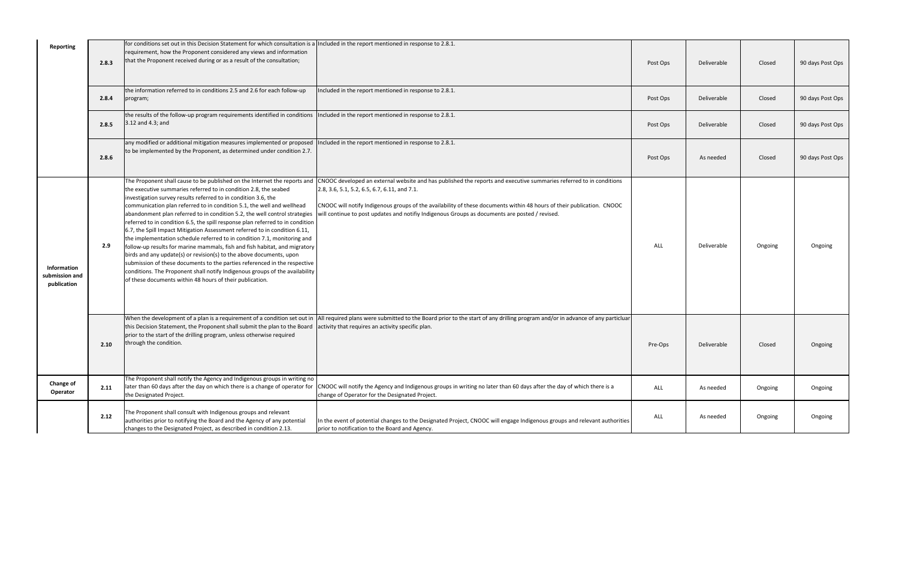| | | | | | | | |
|---|---|---|---|---|---|---|---|
| **Reporting** | **2.8.3** | for conditions set out in this Decision Statement for which consultation is a requirement, how the Proponent considered any views and information that the Proponent received during or as a result of the consultation; | Included in the report mentioned in response to 2.8.1. | Post Ops | Deliverable | Closed | 90 days Post Ops |
| | **2.8.4** | the information referred to in conditions 2.5 and 2.6 for each follow-up program; | Included in the report mentioned in response to 2.8.1. | Post Ops | Deliverable | Closed | 90 days Post Ops |
| | **2.8.5** | the results of the follow-up program requirements identified in conditions 3.12 and 4.3; and | Included in the report mentioned in response to 2.8.1. | Post Ops | Deliverable | Closed | 90 days Post Ops |
| | **2.8.6** | any modified or additional mitigation measures implemented or proposed to be implemented by the Proponent, as determined under condition 2.7. | Included in the report mentioned in response to 2.8.1. | Post Ops | As needed | Closed | 90 days Post Ops |
| **Information submission and publication** | **2.9** | The Proponent shall cause to be published on the Internet the reports and the executive summaries referred to in condition 2.8, the seabed investigation survey results referred to in condition 3.6, the communication plan referred to in condition 5.1, the well and wellhead abandonment plan referred to in condition 5.2, the well control strategies referred to in condition 6.5, the spill response plan referred to in condition 6.7, the Spill Impact Mitigation Assessment referred to in condition 6.11, the implementation schedule referred to in condition 7.1, monitoring and follow-up results for marine mammals, fish and fish habitat, and migratory birds and any update(s) or revision(s) to the above documents, upon submission of these documents to the parties referenced in the respective conditions. The Proponent shall notify Indigenous groups of the availability of these documents within 48 hours of their publication. | CNOOC developed an external website and has published the reports and executive summaries referred to in conditions 2.8, 3.6, 5.1, 5.2, 6.5, 6.7, 6.11, and 7.1.<br><br>CNOOC will notify Indigenous groups of the availability of these documents within 48 hours of their publication. CNOOC will continue to post updates and notifiy Indigenous Groups as documents are posted / revised. | ALL | Deliverable | Ongoing | Ongoing |
| | **2.10** | When the development of a plan is a requirement of a condition set out in this Decision Statement, the Proponent shall submit the plan to the Board prior to the start of the drilling program, unless otherwise required through the condition. | All required plans were submitted to the Board prior to the start of any drilling program and/or in advance of any particluar activity that requires an activity specific plan. | Pre-Ops | Deliverable | Closed | Ongoing |
| **Change of Operator** | **2.11** | The Proponent shall notify the Agency and Indigenous groups in writing no later than 60 days after the day on which there is a change of operator for the Designated Project. | CNOOC will notify the Agency and Indigenous groups in writing no later than 60 days after the day of which there is a change of Operator for the Designated Project. | ALL | As needed | Ongoing | Ongoing |
| | **2.12** | The Proponent shall consult with Indigenous groups and relevant authorities prior to notifying the Board and the Agency of any potential changes to the Designated Project, as described in condition 2.13. | In the event of potential changes to the Designated Project, CNOOC will engage Indigenous groups and relevant authorities prior to notification to the Board and Agency. | ALL | As needed | Ongoing | Ongoing |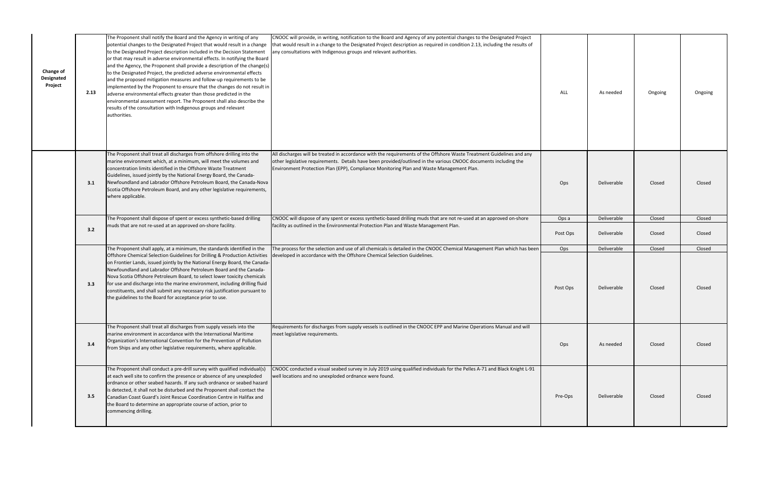| | | | | | | | |
|---|---|---|---|---|---|---|---|
| **Change of Designated Project** | **2.13** | The Proponent shall notify the Board and the Agency in writing of any potential changes to the Designated Project that would result in a change to the Designated Project description included in the Decision Statement or that may result in adverse environmental effects. In notifying the Board and the Agency, the Proponent shall provide a description of the change(s) to the Designated Project, the predicted adverse environmental effects and the proposed mitigation measures and follow-up requirements to be implemented by the Proponent to ensure that the changes do not result in adverse environmental effects greater than those predicted in the environmental assessment report. The Proponent shall also describe the results of the consultation with Indigenous groups and relevant authorities. | CNOOC will provide, in writing, notification to the Board and Agency of any potential changes to the Designated Project that would result in a change to the Designated Project description as required in condition 2.13, including the results of any consultations with Indigenous groups and relevant authorities. | ALL | As needed | Ongoing | Ongoing |
| | **3.1** | The Proponent shall treat all discharges from offshore drilling into the marine environment which, at a minimum, will meet the volumes and concentration limits identified in the Offshore Waste Treatment Guidelines, issued jointly by the National Energy Board, the Canada-Newfoundland and Labrador Offshore Petroleum Board, the Canada-Nova Scotia Offshore Petroleum Board, and any other legislative requirements, where applicable. | All discharges will be treated in accordance with the requirements of the Offshore Waste Treatment Guidelines and any other legislative requirements. Details have been provided/outlined in the various CNOOC documents including the Environment Protection Plan (EPP), Compliance Monitoring Plan and Waste Management Plan. | Ops | Deliverable | Closed | Closed |
| | **3.2** | The Proponent shall dispose of spent or excess synthetic-based drilling muds that are not re-used at an approved on-shore facility. | CNOOC will dispose of any spent or excess synthetic-based drilling muds that are not re-used at an approved on-shore facility as outlined in the Environmental Protection Plan and Waste Management Plan. | Ops a | Deliverable | Closed | Closed |
| | | | | Post Ops | Deliverable | Closed | Closed |
| | **3.3** | The Proponent shall apply, at a minimum, the standards identified in the Offshore Chemical Selection Guidelines for Drilling & Production Activities on Frontier Lands, issued jointly by the National Energy Board, the Canada-Newfoundland and Labrador Offshore Petroleum Board and the Canada-Nova Scotia Offshore Petroleum Board, to select lower toxicity chemicals for use and discharge into the marine environment, including drilling fluid constituents, and shall submit any necessary risk justification pursuant to the guidelines to the Board for acceptance prior to use. | The process for the selection and use of all chemicals is detailed in the CNOOC Chemical Management Plan which has been developed in accordance with the Offshore Chemical Selection Guidelines. | Ops | Deliverable | Closed | Closed |
| | | | | Post Ops | Deliverable | Closed | Closed |
| | **3.4** | The Proponent shall treat all discharges from supply vessels into the marine environment in accordance with the International Maritime Organization's International Convention for the Prevention of Pollution from Ships and any other legislative requirements, where applicable. | Requirements for discharges from supply vessels is outlined in the CNOOC EPP and Marine Operations Manual and will meet legislative requirements. | Ops | As needed | Closed | Closed |
| | **3.5** | The Proponent shall conduct a pre-drill survey with qualified individual(s) at each well site to confirm the presence or absence of any unexploded ordnance or other seabed hazards. If any such ordnance or seabed hazard is detected, it shall not be disturbed and the Proponent shall contact the Canadian Coast Guard's Joint Rescue Coordination Centre in Halifax and the Board to determine an appropriate course of action, prior to commencing drilling. | CNOOC conducted a visual seabed survey in July 2019 using qualified individuals for the Pelles A-71 and Black Knight L-91 well locations and no unexploded ordnance were found. | Pre-Ops | Deliverable | Closed | Closed |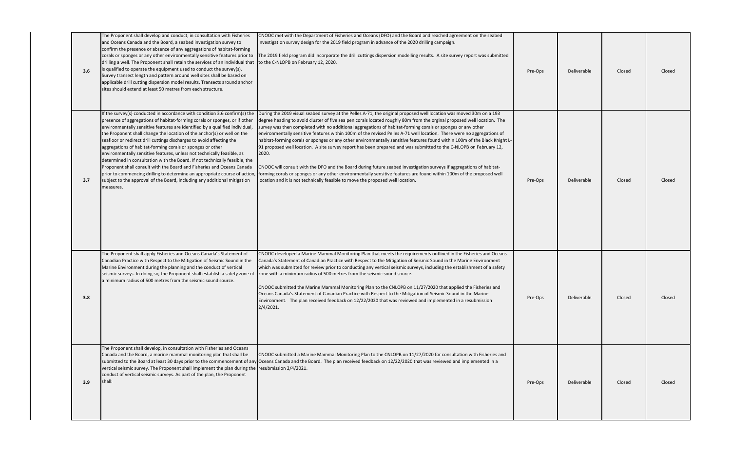| 3.6 | The Proponent shall develop and conduct, in consultation with Fisheries and Oceans Canada and the Board, a seabed investigation survey to confirm the presence or absence of any aggregations of habitat-forming corals or sponges or any other environmentally sensitive features prior to drilling a well. The Proponent shall retain the services of an individual that is qualified to operate the equipment used to conduct the survey(s). Survey transect length and pattern around well sites shall be based on applicable drill cutting dispersion model results. Transects around anchor sites should extend at least 50 metres from each structure. | CNOOC met with the Department of Fisheries and Oceans (DFO) and the Board and reached agreement on the seabed investigation survey design for the 2019 field program in advance of the 2020 drilling campaign.<br><br>The 2019 field program did incorporate the drill cuttings dispersion modelling results. A site survey report was submitted to the C-NLOPB on February 12, 2020. | Pre-Ops | Deliverable | Closed | Closed |
|---|---|---|---|---|---|---|
| 3.7 | If the survey(s) conducted in accordance with condition 3.6 confirm(s) the presence of aggregations of habitat-forming corals or sponges, or if other environmentally sensitive features are identified by a qualified individual, the Proponent shall change the location of the anchor(s) or well on the seafloor or redirect drill cuttings discharges to avoid affecting the aggregations of habitat-forming corals or sponges or other environmentally sensitive features, unless not technically feasible, as determined in consultation with the Board. If not technically feasible, the Proponent shall consult with the Board and Fisheries and Oceans Canada prior to commencing drilling to determine an appropriate course of action, subject to the approval of the Board, including any additional mitigation measures. | During the 2019 visual seabed survey at the Pelles A-71, the original proposed well location was moved 30m on a 193 degree heading to avoid cluster of five sea pen corals located roughly 80m from the orginal proposed well location. The survey was then completed with no additional aggregations of habitat-forming corals or sponges or any other environmentally sensitive features within 100m of the revised Pelles A-71 well location. There were no aggregations of habitat-forming corals or sponges or any other environmentally sensitive features found within 100m of the Black Knight L-91 proposed well location. A site survey report has been prepared and was submitted to the C-NLOPB on February 12, 2020.<br><br>CNOOC will consult with the DFO and the Board during future seabed investigation surveys if aggregations of habitat-forming corals or sponges or any other environmentally sensitive features are found within 100m of the proposed well location and it is not technically feasible to move the proposed well location. | Pre-Ops | Deliverable | Closed | Closed |
| 3.8 | The Proponent shall apply Fisheries and Oceans Canada's Statement of Canadian Practice with Respect to the Mitigation of Seismic Sound in the Marine Environment during the planning and the conduct of vertical seismic surveys. In doing so, the Proponent shall establish a safety zone of a minimum radius of 500 metres from the seismic sound source. | CNOOC developed a Marine Mammal Monitoring Plan that meets the requirements outlined in the Fisheries and Oceans Canada's Statement of Canadian Practice with Respect to the Mitigation of Seismic Sound in the Marine Environment which was submitted for review prior to conducting any vertical seismic surveys, including the establishment of a safety zone with a minimum radius of 500 metres from the seismic sound source.<br><br>CNOOC submitted the Marine Mammal Monitoring Plan to the CNLOPB on 11/27/2020 that applied the Fisheries and Oceans Canada's Statement of Canadian Practice with Respect to the Mitigation of Seismic Sound in the Marine Environment. The plan received feedback on 12/22/2020 that was reviewed and implemented in a resubmission 2/4/2021. | Pre-Ops | Deliverable | Closed | Closed |
| 3.9 | The Proponent shall develop, in consultation with Fisheries and Oceans Canada and the Board, a marine mammal monitoring plan that shall be submitted to the Board at least 30 days prior to the commencement of any vertical seismic survey. The Proponent shall implement the plan during the conduct of vertical seismic surveys. As part of the plan, the Proponent shall: | CNOOC submitted a Marine Mammal Monitoring Plan to the CNLOPB on 11/27/2020 for consultation with Fisheries and Oceans Canada and the Board. The plan received feedback on 12/22/2020 that was reviewed and implemented in a resubmission 2/4/2021. | Pre-Ops | Deliverable | Closed | Closed |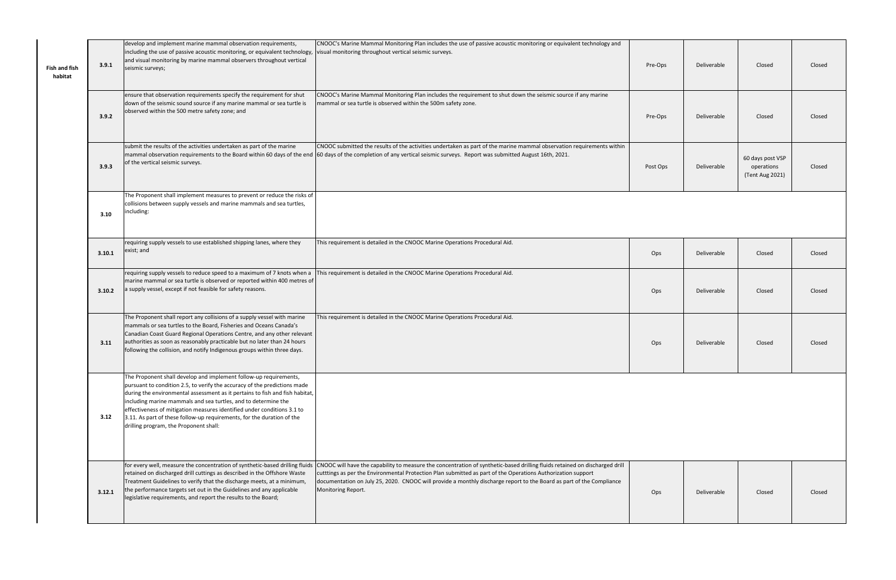| | | | | | | | |
|---|---|---|---|---|---|---|---|
| Fish and fish habitat | 3.9.1 | develop and implement marine mammal observation requirements, including the use of passive acoustic monitoring, or equivalent technology, and visual monitoring by marine mammal observers throughout vertical seismic surveys; | CNOOC's Marine Mammal Monitoring Plan includes the use of passive acoustic monitoring or equivalent technology and visual monitoring throughout vertical seismic surveys. | Pre-Ops | Deliverable | Closed | Closed |
| | 3.9.2 | ensure that observation requirements specify the requirement for shut down of the seismic sound source if any marine mammal or sea turtle is observed within the 500 metre safety zone; and | CNOOC's Marine Mammal Monitoring Plan includes the requirement to shut down the seismic source if any marine mammal or sea turtle is observed within the 500m safety zone. | Pre-Ops | Deliverable | Closed | Closed |
| | 3.9.3 | submit the results of the activities undertaken as part of the marine mammal observation requirements to the Board within 60 days of the end of the vertical seismic surveys. | CNOOC submitted the results of the activities undertaken as part of the marine mammal observation requirements within 60 days of the completion of any vertical seismic surveys. Report was submitted August 16th, 2021. | Post Ops | Deliverable | 60 days post VSP operations (Tent Aug 2021) | Closed |
| | 3.10 | The Proponent shall implement measures to prevent or reduce the risks of collisions between supply vessels and marine mammals and sea turtles, including: | | | | | |
| | 3.10.1 | requiring supply vessels to use established shipping lanes, where they exist; and | This requirement is detailed in the CNOOC Marine Operations Procedural Aid. | Ops | Deliverable | Closed | Closed |
| | 3.10.2 | requiring supply vessels to reduce speed to a maximum of 7 knots when a marine mammal or sea turtle is observed or reported within 400 metres of a supply vessel, except if not feasible for safety reasons. | This requirement is detailed in the CNOOC Marine Operations Procedural Aid. | Ops | Deliverable | Closed | Closed |
| | 3.11 | The Proponent shall report any collisions of a supply vessel with marine mammals or sea turtles to the Board, Fisheries and Oceans Canada's Canadian Coast Guard Regional Operations Centre, and any other relevant authorities as soon as reasonably practicable but no later than 24 hours following the collision, and notify Indigenous groups within three days. | This requirement is detailed in the CNOOC Marine Operations Procedural Aid. | Ops | Deliverable | Closed | Closed |
| | 3.12 | The Proponent shall develop and implement follow-up requirements, pursuant to condition 2.5, to verify the accuracy of the predictions made during the environmental assessment as it pertains to fish and fish habitat, including marine mammals and sea turtles, and to determine the effectiveness of mitigation measures identified under conditions 3.1 to 3.11. As part of these follow-up requirements, for the duration of the drilling program, the Proponent shall: | | | | | |
| | 3.12.1 | for every well, measure the concentration of synthetic-based drilling fluids retained on discharged drill cuttings as described in the Offshore Waste Treatment Guidelines to verify that the discharge meets, at a minimum, the performance targets set out in the Guidelines and any applicable legislative requirements, and report the results to the Board; | CNOOC will have the capability to measure the concentration of synthetic-based drilling fluids retained on discharged drill cutttings as per the Environmental Protection Plan submitted as part of the Operations Authorization support documentation on July 25, 2020. CNOOC will provide a monthly discharge report to the Board as part of the Compliance Monitoring Report. | Ops | Deliverable | Closed | Closed |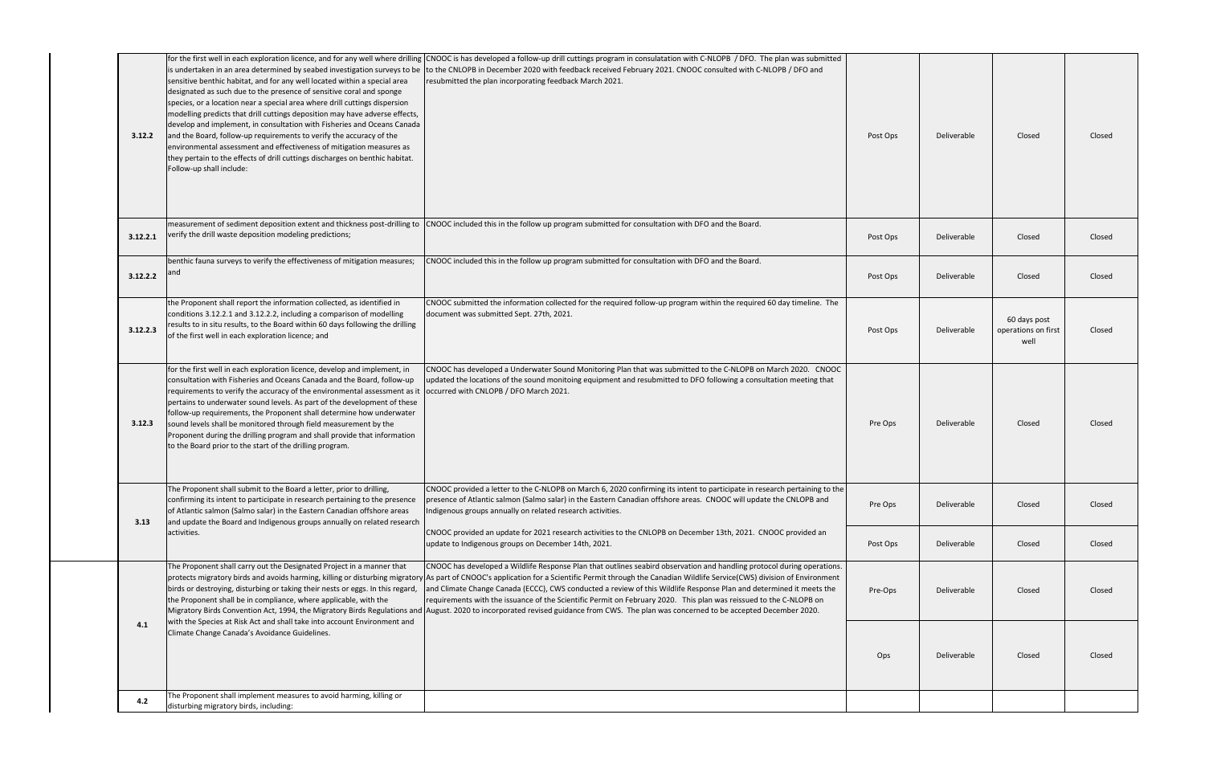| | | | | | | |
|---|---|---|---|---|---|---|
| 3.12.2 | for the first well in each exploration licence, and for any well where drilling is undertaken in an area determined by seabed investigation surveys to be sensitive benthic habitat, and for any well located within a special area designated as such due to the presence of sensitive coral and sponge species, or a location near a special area where drill cuttings dispersion modelling predicts that drill cuttings deposition may have adverse effects, develop and implement, in consultation with Fisheries and Oceans Canada and the Board, follow-up requirements to verify the accuracy of the environmental assessment and effectiveness of mitigation measures as they pertain to the effects of drill cuttings discharges on benthic habitat. Follow-up shall include: | CNOOC is has developed a follow-up drill cuttings program in consulatation with C-NLOPB / DFO. The plan was submitted to the CNLOPB in December 2020 with feedback received February 2021. CNOOC consulted with C-NLOPB / DFO and resubmitted the plan incorporating feedback March 2021. | Post Ops | Deliverable | Closed | Closed |
| 3.12.2.1 | measurement of sediment deposition extent and thickness post-drilling to verify the drill waste deposition modeling predictions; | CNOOC included this in the follow up program submitted for consultation with DFO and the Board. | Post Ops | Deliverable | Closed | Closed |
| 3.12.2.2 | benthic fauna surveys to verify the effectiveness of mitigation measures; and | CNOOC included this in the follow up program submitted for consultation with DFO and the Board. | Post Ops | Deliverable | Closed | Closed |
| 3.12.2.3 | the Proponent shall report the information collected, as identified in conditions 3.12.2.1 and 3.12.2.2, including a comparison of modelling results to in situ results, to the Board within 60 days following the drilling of the first well in each exploration licence; and | CNOOC submitted the information collected for the required follow-up program within the required 60 day timeline. The document was submitted Sept. 27th, 2021. | Post Ops | Deliverable | 60 days post operations on first well | Closed |
| 3.12.3 | for the first well in each exploration licence, develop and implement, in consultation with Fisheries and Oceans Canada and the Board, follow-up requirements to verify the accuracy of the environmental assessment as it pertains to underwater sound levels. As part of the development of these follow-up requirements, the Proponent shall determine how underwater sound levels shall be monitored through field measurement by the Proponent during the drilling program and shall provide that information to the Board prior to the start of the drilling program. | CNOOC has developed a Underwater Sound Monitoring Plan that was submitted to the C-NLOPB on March 2020. CNOOC updated the locations of the sound monitoing equipment and resubmitted to DFO following a consultation meeting that occurred with CNLOPB / DFO March 2021. | Pre Ops | Deliverable | Closed | Closed |
| 3.13 | The Proponent shall submit to the Board a letter, prior to drilling, confirming its intent to participate in research pertaining to the presence of Atlantic salmon (Salmo salar) in the Eastern Canadian offshore areas and update the Board and Indigenous groups annually on related research activities. | CNOOC provided a letter to the C-NLOPB on March 6, 2020 confirming its intent to participate in research pertaining to the presence of Atlantic salmon (Salmo salar) in the Eastern Canadian offshore areas. CNOOC will update the CNLOPB and Indigenous groups annually on related research activities. | Pre Ops | Deliverable | Closed | Closed |
| | | CNOOC provided an update for 2021 research activities to the CNLOPB on December 13th, 2021. CNOOC provided an update to Indigenous groups on December 14th, 2021. | Post Ops | Deliverable | Closed | Closed |
| 4.1 | The Proponent shall carry out the Designated Project in a manner that protects migratory birds and avoids harming, killing or disturbing migratory birds or destroying, disturbing or taking their nests or eggs. In this regard, the Proponent shall be in compliance, where applicable, with the Migratory Birds Convention Act, 1994, the Migratory Birds Regulations and with the Species at Risk Act and shall take into account Environment and Climate Change Canada's Avoidance Guidelines. | CNOOC has developed a Wildlife Response Plan that outlines seabird observation and handling protocol during operations. As part of CNOOC's application for a Scientific Permit through the Canadian Wildlife Service(CWS) division of Environment and Climate Change Canada (ECCC), CWS conducted a review of this Wildlife Response Plan and determined it meets the requirements with the issuance of the Scientific Permit on February 2020. This plan was reissued to the C-NLOPB on August. 2020 to incorporated revised guidance from CWS. The plan was concerned to be accepted December 2020. | Pre-Ops | Deliverable | Closed | Closed |
| | | | Ops | Deliverable | Closed | Closed |
| 4.2 | The Proponent shall implement measures to avoid harming, killing or disturbing migratory birds, including: | | | | | |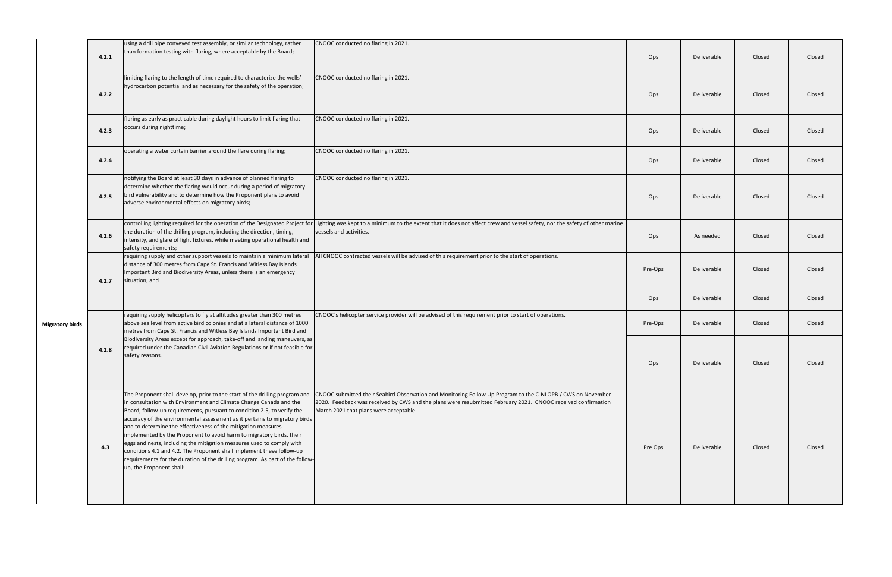|  |  |  |  |  |  |  |  |
|---|---|---|---|---|---|---|---|
| Migratory birds | 4.2.1 | using a drill pipe conveyed test assembly, or similar technology, rather than formation testing with flaring, where acceptable by the Board; | CNOOC conducted no flaring in 2021. | Ops | Deliverable | Closed | Closed |
|  | 4.2.2 | limiting flaring to the length of time required to characterize the wells' hydrocarbon potential and as necessary for the safety of the operation; | CNOOC conducted no flaring in 2021. | Ops | Deliverable | Closed | Closed |
|  | 4.2.3 | flaring as early as practicable during daylight hours to limit flaring that occurs during nighttime; | CNOOC conducted no flaring in 2021. | Ops | Deliverable | Closed | Closed |
|  | 4.2.4 | operating a water curtain barrier around the flare during flaring; | CNOOC conducted no flaring in 2021. | Ops | Deliverable | Closed | Closed |
|  | 4.2.5 | notifying the Board at least 30 days in advance of planned flaring to determine whether the flaring would occur during a period of migratory bird vulnerability and to determine how the Proponent plans to avoid adverse environmental effects on migratory birds; | CNOOC conducted no flaring in 2021. | Ops | Deliverable | Closed | Closed |
|  | 4.2.6 | controlling lighting required for the operation of the Designated Project for the duration of the drilling program, including the direction, timing, intensity, and glare of light fixtures, while meeting operational health and safety requirements; | Lighting was kept to a minimum to the extent that it does not affect crew and vessel safety, nor the safety of other marine vessels and activities. | Ops | As needed | Closed | Closed |
|  | 4.2.7 | requiring supply and other support vessels to maintain a minimum lateral distance of 300 metres from Cape St. Francis and Witless Bay Islands Important Bird and Biodiversity Areas, unless there is an emergency situation; and | All CNOOC contracted vessels will be advised of this requirement prior to the start of operations. | Pre-Ops | Deliverable | Closed | Closed |
|  |  |  |  | Ops | Deliverable | Closed | Closed |
|  | 4.2.8 | requiring supply helicopters to fly at altitudes greater than 300 metres above sea level from active bird colonies and at a lateral distance of 1000 metres from Cape St. Francis and Witless Bay Islands Important Bird and Biodiversity Areas except for approach, take-off and landing maneuvers, as required under the Canadian Civil Aviation Regulations or if not feasible for safety reasons. | CNOOC's helicopter service provider will be advised of this requirement prior to start of operations. | Pre-Ops | Deliverable | Closed | Closed |
|  |  |  |  | Ops | Deliverable | Closed | Closed |
|  | 4.3 | The Proponent shall develop, prior to the start of the drilling program and in consultation with Environment and Climate Change Canada and the Board, follow-up requirements, pursuant to condition 2.5, to verify the accuracy of the environmental assessment as it pertains to migratory birds and to determine the effectiveness of the mitigation measures implemented by the Proponent to avoid harm to migratory birds, their eggs and nests, including the mitigation measures used to comply with conditions 4.1 and 4.2. The Proponent shall implement these follow-up requirements for the duration of the drilling program. As part of the follow-up, the Proponent shall: | CNOOC submitted their Seabird Observation and Monitoring Follow Up Program to the C-NLOPB / CWS on November 2020. Feedback was received by CWS and the plans were resubmitted February 2021. CNOOC received confirmation March 2021 that plans were acceptable. | Pre Ops | Deliverable | Closed | Closed |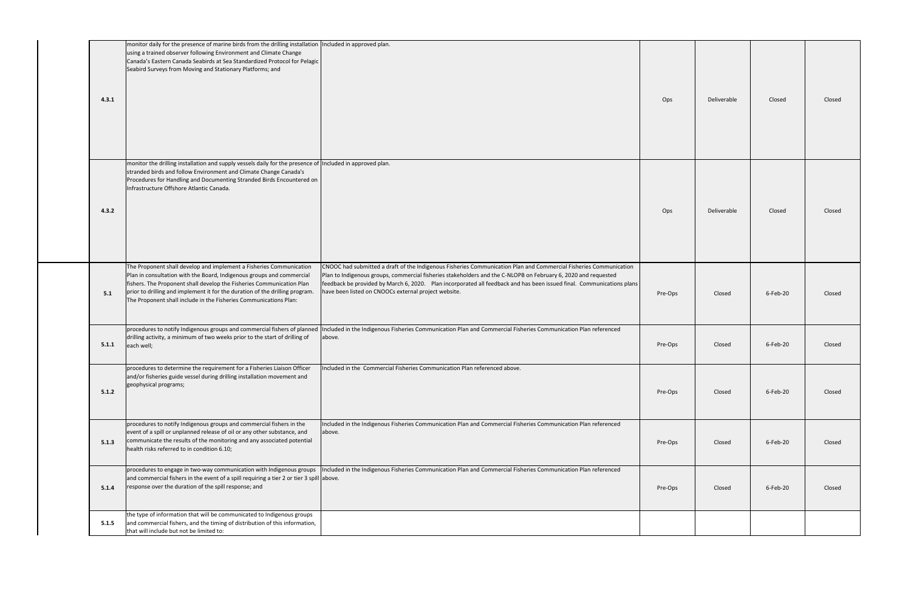| | | | | | | |
|---|---|---|---|---|---|---|
| 4.3.1 | monitor daily for the presence of marine birds from the drilling installation using a trained observer following Environment and Climate Change Canada's Eastern Canada Seabirds at Sea Standardized Protocol for Pelagic Seabird Surveys from Moving and Stationary Platforms; and | Included in approved plan. | Ops | Deliverable | Closed | Closed |
| 4.3.2 | monitor the drilling installation and supply vessels daily for the presence of stranded birds and follow Environment and Climate Change Canada's Procedures for Handling and Documenting Stranded Birds Encountered on Infrastructure Offshore Atlantic Canada. | Included in approved plan. | Ops | Deliverable | Closed | Closed |
| 5.1 | The Proponent shall develop and implement a Fisheries Communication Plan in consultation with the Board, Indigenous groups and commercial fishers. The Proponent shall develop the Fisheries Communication Plan prior to drilling and implement it for the duration of the drilling program. The Proponent shall include in the Fisheries Communications Plan: | CNOOC had submitted a draft of the Indigenous Fisheries Communication Plan and Commercial Fisheries Communication Plan to Indigenous groups, commercial fisheries stakeholders and the C-NLOPB on February 6, 2020 and requested feedback be provided by March 6, 2020. Plan incorporated all feedback and has been issued final. Communications plans have been listed on CNOOCs external project website. | Pre-Ops | Closed | 6-Feb-20 | Closed |
| 5.1.1 | procedures to notify Indigenous groups and commercial fishers of planned drilling activity, a minimum of two weeks prior to the start of drilling of each well; | Included in the Indigenous Fisheries Communication Plan and Commercial Fisheries Communication Plan referenced above. | Pre-Ops | Closed | 6-Feb-20 | Closed |
| 5.1.2 | procedures to determine the requirement for a Fisheries Liaison Officer and/or fisheries guide vessel during drilling installation movement and geophysical programs; | Included in the Commercial Fisheries Communication Plan referenced above. | Pre-Ops | Closed | 6-Feb-20 | Closed |
| 5.1.3 | procedures to notify Indigenous groups and commercial fishers in the event of a spill or unplanned release of oil or any other substance, and communicate the results of the monitoring and any associated potential health risks referred to in condition 6.10; | Included in the Indigenous Fisheries Communication Plan and Commercial Fisheries Communication Plan referenced above. | Pre-Ops | Closed | 6-Feb-20 | Closed |
| 5.1.4 | procedures to engage in two-way communication with Indigenous groups and commercial fishers in the event of a spill requiring a tier 2 or tier 3 spill response over the duration of the spill response; and | Included in the Indigenous Fisheries Communication Plan and Commercial Fisheries Communication Plan referenced above. | Pre-Ops | Closed | 6-Feb-20 | Closed |
| 5.1.5 | the type of information that will be communicated to Indigenous groups and commercial fishers, and the timing of distribution of this information, that will include but not be limited to: | | | | | |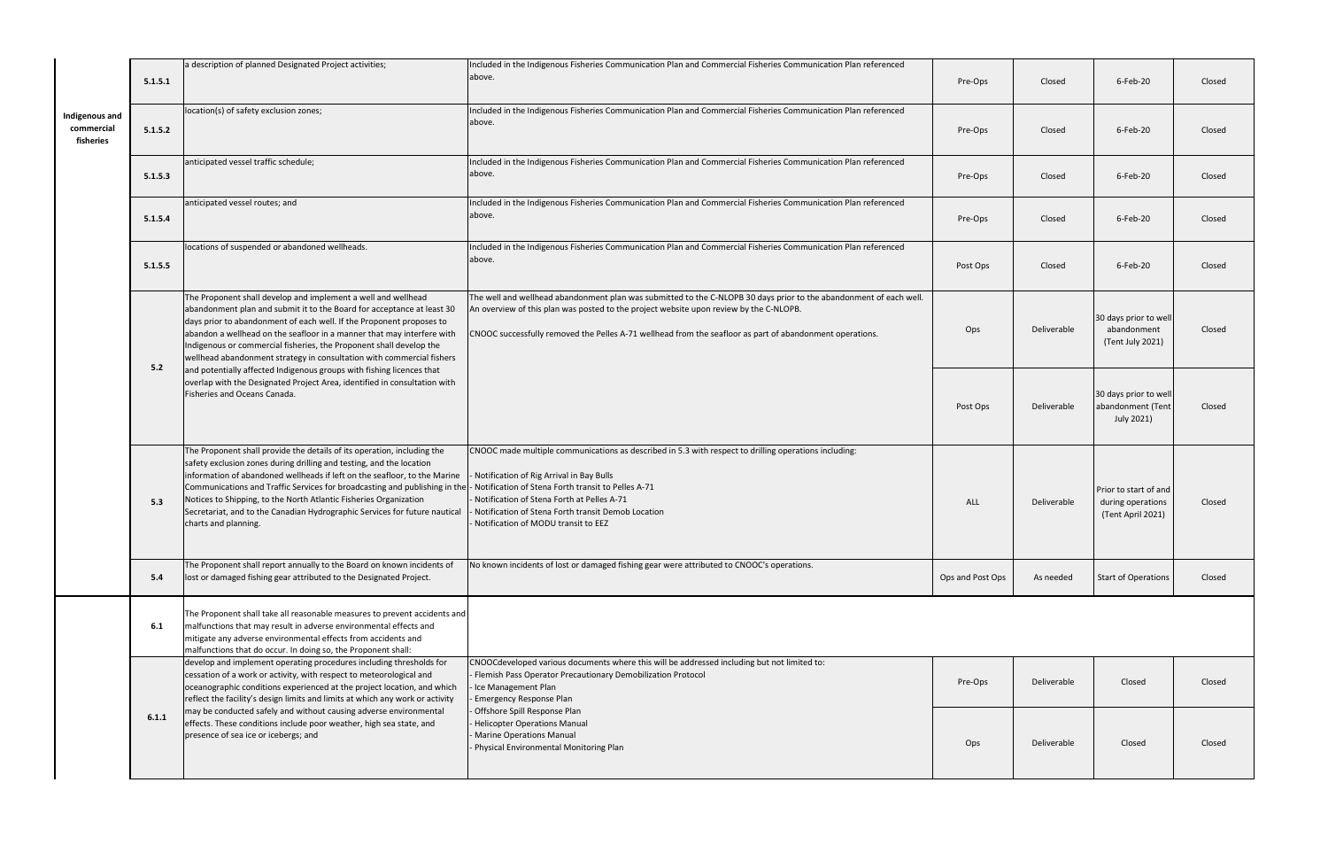| | | | | | | | |
|---|---|---|---|---|---|---|---|
| Indigenous and commercial fisheries | 5.1.5.1 | a description of planned Designated Project activities; | Included in the Indigenous Fisheries Communication Plan and Commercial Fisheries Communication Plan referenced above. | Pre-Ops | Closed | 6-Feb-20 | Closed |
| | 5.1.5.2 | location(s) of safety exclusion zones; | Included in the Indigenous Fisheries Communication Plan and Commercial Fisheries Communication Plan referenced above. | Pre-Ops | Closed | 6-Feb-20 | Closed |
| | 5.1.5.3 | anticipated vessel traffic schedule; | Included in the Indigenous Fisheries Communication Plan and Commercial Fisheries Communication Plan referenced above. | Pre-Ops | Closed | 6-Feb-20 | Closed |
| | 5.1.5.4 | anticipated vessel routes; and | Included in the Indigenous Fisheries Communication Plan and Commercial Fisheries Communication Plan referenced above. | Pre-Ops | Closed | 6-Feb-20 | Closed |
| | 5.1.5.5 | locations of suspended or abandoned wellheads. | Included in the Indigenous Fisheries Communication Plan and Commercial Fisheries Communication Plan referenced above. | Post Ops | Closed | 6-Feb-20 | Closed |
| | 5.2 | The Proponent shall develop and implement a well and wellhead abandonment plan and submit it to the Board for acceptance at least 30 days prior to abandonment of each well. If the Proponent proposes to abandon a wellhead on the seafloor in a manner that may interfere with Indigenous or commercial fisheries, the Proponent shall develop the wellhead abandonment strategy in consultation with commercial fishers and potentially affected Indigenous groups with fishing licences that overlap with the Designated Project Area, identified in consultation with Fisheries and Oceans Canada. | The well and wellhead abandonment plan was submitted to the C-NLOPB 30 days prior to the abandonment of each well. An overview of this plan was posted to the project website upon review by the C-NLOPB.<br><br>CNOOC successfully removed the Pelles A-71 wellhead from the seafloor as part of abandonment operations. | Ops | Deliverable | 30 days prior to well abandonment (Tent July 2021) | Closed |
| | | | | Post Ops | Deliverable | 30 days prior to well abandonment (Tent July 2021) | Closed |
| | 5.3 | The Proponent shall provide the details of its operation, including the safety exclusion zones during drilling and testing, and the location information of abandoned wellheads if left on the seafloor, to the Marine Communications and Traffic Services for broadcasting and publishing in the Notices to Shipping, to the North Atlantic Fisheries Organization Secretariat, and to the Canadian Hydrographic Services for future nautical charts and planning. | CNOOC made multiple communications as described in 5.3 with respect to drilling operations including:<br><br>- Notification of Rig Arrival in Bay Bulls<br>- Notification of Stena Forth transit to Pelles A-71<br>- Notification of Stena Forth at Pelles A-71<br>- Notification of Stena Forth transit Demob Location<br>- Notification of MODU transit to EEZ | ALL | Deliverable | Prior to start of and during operations (Tent April 2021) | Closed |
| | 5.4 | The Proponent shall report annually to the Board on known incidents of lost or damaged fishing gear attributed to the Designated Project. | No known incidents of lost or damaged fishing gear were attributed to CNOOC's operations. | Ops and Post Ops | As needed | Start of Operations | Closed |
| | 6.1 | The Proponent shall take all reasonable measures to prevent accidents and malfunctions that may result in adverse environmental effects and mitigate any adverse environmental effects from accidents and malfunctions that do occur. In doing so, the Proponent shall: | | | | | |
| | 6.1.1 | develop and implement operating procedures including thresholds for cessation of a work or activity, with respect to meteorological and oceanographic conditions experienced at the project location, and which reflect the facility's design limits and limits at which any work or activity may be conducted safely and without causing adverse environmental effects. These conditions include poor weather, high sea state, and presence of sea ice or icebergs; and | CNOOCdeveloped various documents where this will be addressed including but not limited to:<br>- Flemish Pass Operator Precautionary Demobilization Protocol<br>- Ice Management Plan<br>- Emergency Response Plan<br>- Offshore Spill Response Plan<br>- Helicopter Operations Manual<br>- Marine Operations Manual<br>- Physical Environmental Monitoring Plan | Pre-Ops | Deliverable | Closed | Closed |
| | | | | Ops | Deliverable | Closed | Closed |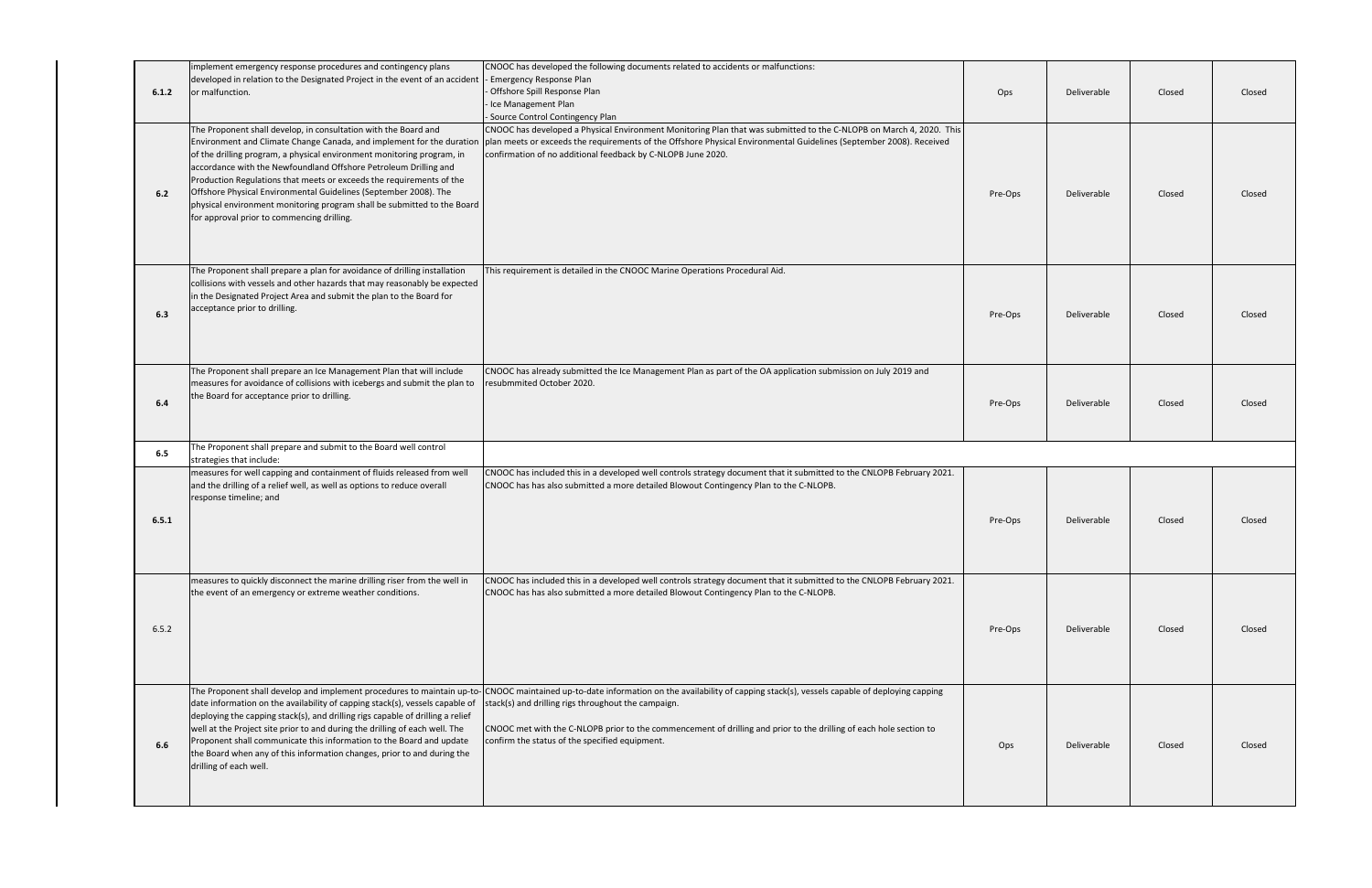| | | | | | | |
|---|---|---|---|---|---|---|
| **6.1.2** | implement emergency response procedures and contingency plans developed in relation to the Designated Project in the event of an accident or malfunction. | CNOOC has developed the following documents related to accidents or malfunctions:<br>- Emergency Response Plan<br>- Offshore Spill Response Plan<br>- Ice Management Plan<br>- Source Control Contingency Plan | Ops | Deliverable | Closed | Closed |
| **6.2** | The Proponent shall develop, in consultation with the Board and Environment and Climate Change Canada, and implement for the duration of the drilling program, a physical environment monitoring program, in accordance with the Newfoundland Offshore Petroleum Drilling and Production Regulations that meets or exceeds the requirements of the Offshore Physical Environmental Guidelines (September 2008). The physical environment monitoring program shall be submitted to the Board for approval prior to commencing drilling. | CNOOC has developed a Physical Environment Monitoring Plan that was submitted to the C-NLOPB on March 4, 2020. This plan meets or exceeds the requirements of the Offshore Physical Environmental Guidelines (September 2008). Received confirmation of no additional feedback by C-NLOPB June 2020. | Pre-Ops | Deliverable | Closed | Closed |
| **6.3** | The Proponent shall prepare a plan for avoidance of drilling installation collisions with vessels and other hazards that may reasonably be expected in the Designated Project Area and submit the plan to the Board for acceptance prior to drilling. | This requirement is detailed in the CNOOC Marine Operations Procedural Aid. | Pre-Ops | Deliverable | Closed | Closed |
| **6.4** | The Proponent shall prepare an Ice Management Plan that will include measures for avoidance of collisions with icebergs and submit the plan to the Board for acceptance prior to drilling. | CNOOC has already submitted the Ice Management Plan as part of the OA application submission on July 2019 and resubmmited October 2020. | Pre-Ops | Deliverable | Closed | Closed |
| **6.5** | The Proponent shall prepare and submit to the Board well control strategies that include: | | | | | |
| **6.5.1** | measures for well capping and containment of fluids released from well and the drilling of a relief well, as well as options to reduce overall response timeline; and | CNOOC has included this in a developed well controls strategy document that it submitted to the CNLOPB February 2021. CNOOC has has also submitted a more detailed Blowout Contingency Plan to the C-NLOPB. | Pre-Ops | Deliverable | Closed | Closed |
| 6.5.2 | measures to quickly disconnect the marine drilling riser from the well in the event of an emergency or extreme weather conditions. | CNOOC has included this in a developed well controls strategy document that it submitted to the CNLOPB February 2021. CNOOC has has also submitted a more detailed Blowout Contingency Plan to the C-NLOPB. | Pre-Ops | Deliverable | Closed | Closed |
| **6.6** | The Proponent shall develop and implement procedures to maintain up-to-date information on the availability of capping stack(s), vessels capable of deploying the capping stack(s), and drilling rigs capable of drilling a relief well at the Project site prior to and during the drilling of each well. The Proponent shall communicate this information to the Board and update the Board when any of this information changes, prior to and during the drilling of each well. | CNOOC maintained up-to-date information on the availability of capping stack(s), vessels capable of deploying capping stack(s) and drilling rigs throughout the campaign.<br><br>CNOOC met with the C-NLOPB prior to the commencement of drilling and prior to the drilling of each hole section to confirm the status of the specified equipment. | Ops | Deliverable | Closed | Closed |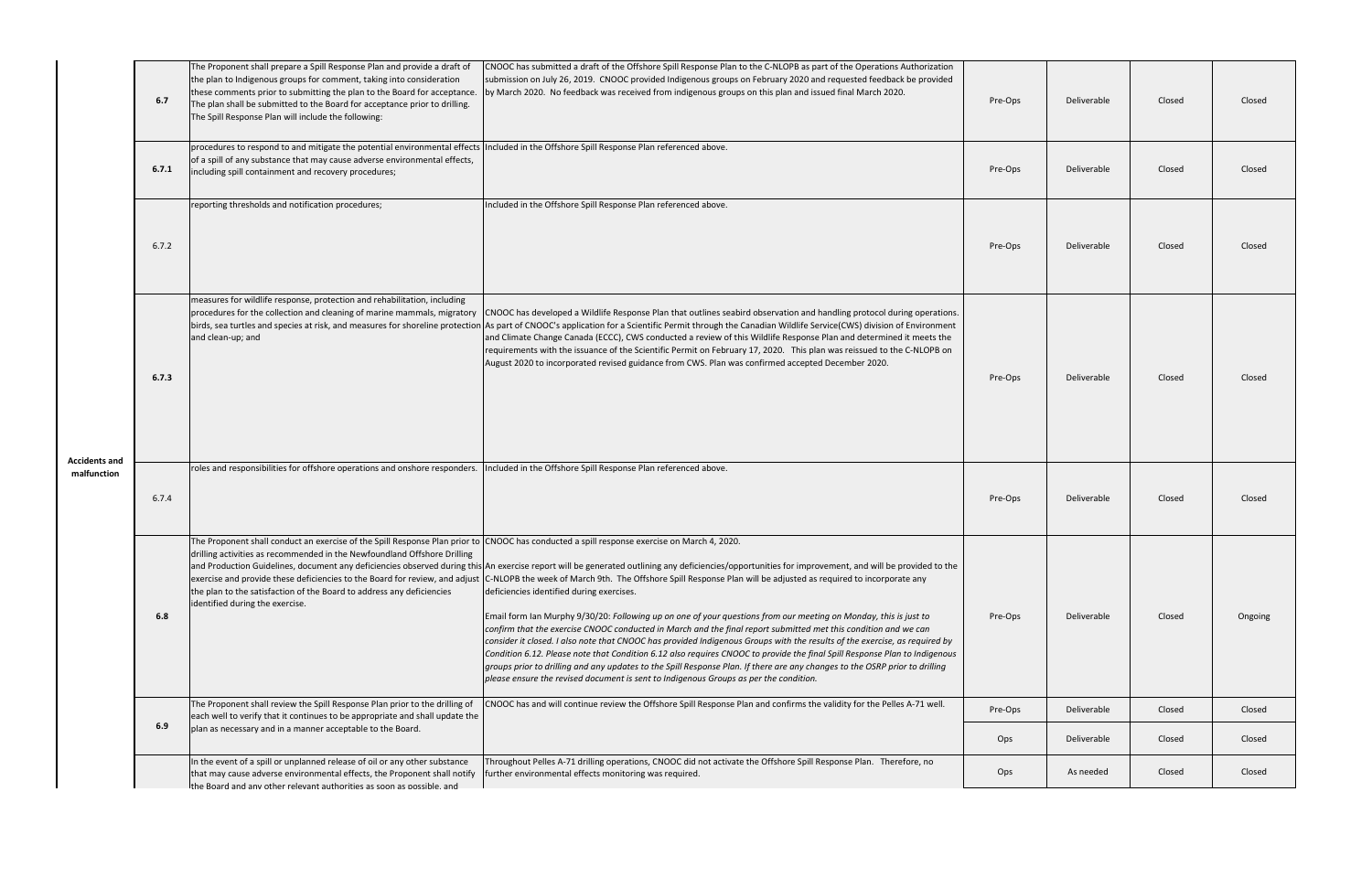| | | | | | | | |
|---|---|---|---|---|---|---|---|
| Accidents and malfunction | **6.7** | The Proponent shall prepare a Spill Response Plan and provide a draft of the plan to Indigenous groups for comment, taking into consideration these comments prior to submitting the plan to the Board for acceptance. The plan shall be submitted to the Board for acceptance prior to drilling. The Spill Response Plan will include the following: | CNOOC has submitted a draft of the Offshore Spill Response Plan to the C-NLOPB as part of the Operations Authorization submission on July 26, 2019. CNOOC provided Indigenous groups on February 2020 and requested feedback be provided by March 2020. No feedback was received from indigenous groups on this plan and issued final March 2020. | Pre-Ops | Deliverable | Closed | Closed |
| | **6.7.1** | procedures to respond to and mitigate the potential environmental effects of a spill of any substance that may cause adverse environmental effects, including spill containment and recovery procedures; | Included in the Offshore Spill Response Plan referenced above. | Pre-Ops | Deliverable | Closed | Closed |
| | 6.7.2 | reporting thresholds and notification procedures; | Included in the Offshore Spill Response Plan referenced above. | Pre-Ops | Deliverable | Closed | Closed |
| | **6.7.3** | measures for wildlife response, protection and rehabilitation, including procedures for the collection and cleaning of marine mammals, migratory birds, sea turtles and species at risk, and measures for shoreline protection and clean-up; and | CNOOC has developed a Wildlife Response Plan that outlines seabird observation and handling protocol during operations. As part of CNOOC's application for a Scientific Permit through the Canadian Wildlife Service(CWS) division of Environment and Climate Change Canada (ECCC), CWS conducted a review of this Wildlife Response Plan and determined it meets the requirements with the issuance of the Scientific Permit on February 17, 2020. This plan was reissued to the C-NLOPB on August 2020 to incorporated revised guidance from CWS. Plan was confirmed accepted December 2020. | Pre-Ops | Deliverable | Closed | Closed |
| | 6.7.4 | roles and responsibilities for offshore operations and onshore responders. | Included in the Offshore Spill Response Plan referenced above. | Pre-Ops | Deliverable | Closed | Closed |
| | **6.8** | The Proponent shall conduct an exercise of the Spill Response Plan prior to drilling activities as recommended in the Newfoundland Offshore Drilling and Production Guidelines, document any deficiencies observed during this exercise and provide these deficiencies to the Board for review, and adjust the plan to the satisfaction of the Board to address any deficiencies identified during the exercise. | CNOOC has conducted a spill response exercise on March 4, 2020.<br><br>An exercise report will be generated outlining any deficiencies/opportunities for improvement, and will be provided to the C-NLOPB the week of March 9th. The Offshore Spill Response Plan will be adjusted as required to incorporate any deficiencies identified during exercises.<br><br>Email form Ian Murphy 9/30/20: *Following up on one of your questions from our meeting on Monday, this is just to confirm that the exercise CNOOC conducted in March and the final report submitted met this condition and we can consider it closed. I also note that CNOOC has provided Indigenous Groups with the results of the exercise, as required by Condition 6.12. Please note that Condition 6.12 also requires CNOOC to provide the final Spill Response Plan to Indigenous groups prior to drilling and any updates to the Spill Response Plan. If there are any changes to the OSRP prior to drilling please ensure the revised document is sent to Indigenous Groups as per the condition.* | Pre-Ops | Deliverable | Closed | Ongoing |
| | **6.9** | The Proponent shall review the Spill Response Plan prior to the drilling of each well to verify that it continues to be appropriate and shall update the plan as necessary and in a manner acceptable to the Board. | CNOOC has and will continue review the Offshore Spill Response Plan and confirms the validity for the Pelles A-71 well. | Pre-Ops | Deliverable | Closed | Closed |
| | | | | Ops | Deliverable | Closed | Closed |
| | | In the event of a spill or unplanned release of oil or any other substance that may cause adverse environmental effects, the Proponent shall notify the Board and any other relevant authorities as soon as possible, and | Throughout Pelles A-71 drilling operations, CNOOC did not activate the Offshore Spill Response Plan. Therefore, no further environmental effects monitoring was required. | Ops | As needed | Closed | Closed |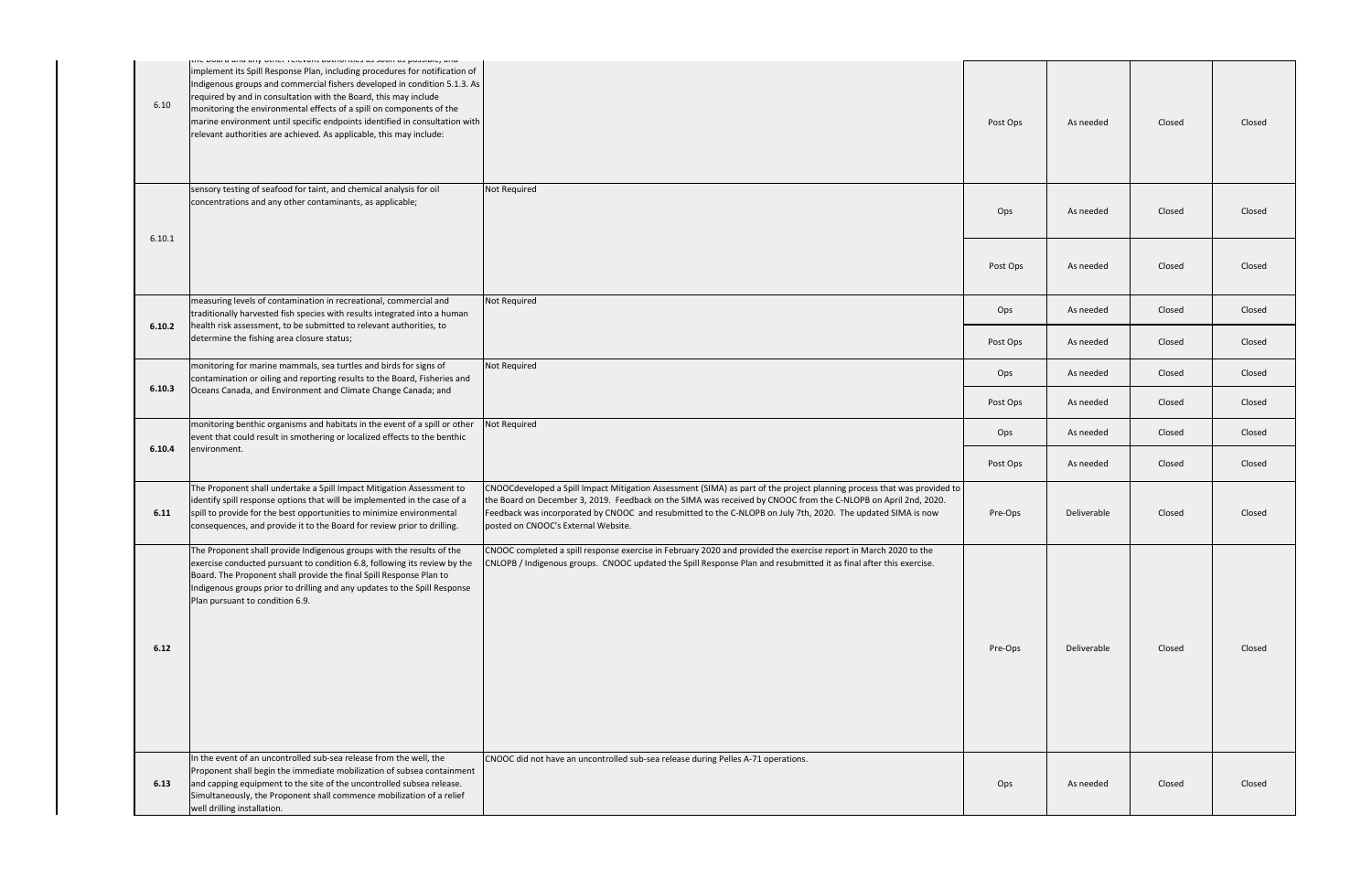| | | | | | | |
|---|---|---|---|---|---|---|
| 6.10 | the Board and any other relevant authorities as soon as possible, and implement its Spill Response Plan, including procedures for notification of Indigenous groups and commercial fishers developed in condition 5.1.3. As required by and in consultation with the Board, this may include monitoring the environmental effects of a spill on components of the marine environment until specific endpoints identified in consultation with relevant authorities are achieved. As applicable, this may include: | | Post Ops | As needed | Closed | Closed |
| 6.10.1 | sensory testing of seafood for taint, and chemical analysis for oil concentrations and any other contaminants, as applicable; | Not Required | Ops | As needed | Closed | Closed |
| | | | Post Ops | As needed | Closed | Closed |
| 6.10.2 | measuring levels of contamination in recreational, commercial and traditionally harvested fish species with results integrated into a human health risk assessment, to be submitted to relevant authorities, to determine the fishing area closure status; | Not Required | Ops | As needed | Closed | Closed |
| | | | Post Ops | As needed | Closed | Closed |
| 6.10.3 | monitoring for marine mammals, sea turtles and birds for signs of contamination or oiling and reporting results to the Board, Fisheries and Oceans Canada, and Environment and Climate Change Canada; and | Not Required | Ops | As needed | Closed | Closed |
| | | | Post Ops | As needed | Closed | Closed |
| 6.10.4 | monitoring benthic organisms and habitats in the event of a spill or other event that could result in smothering or localized effects to the benthic environment. | Not Required | Ops | As needed | Closed | Closed |
| | | | Post Ops | As needed | Closed | Closed |
| 6.11 | The Proponent shall undertake a Spill Impact Mitigation Assessment to identify spill response options that will be implemented in the case of a spill to provide for the best opportunities to minimize environmental consequences, and provide it to the Board for review prior to drilling. | CNOOCdeveloped a Spill Impact Mitigation Assessment (SIMA) as part of the project planning process that was provided to the Board on December 3, 2019. Feedback on the SIMA was received by CNOOC from the C-NLOPB on April 2nd, 2020. Feedback was incorporated by CNOOC and resubmitted to the C-NLOPB on July 7th, 2020. The updated SIMA is now posted on CNOOC's External Website. | Pre-Ops | Deliverable | Closed | Closed |
| 6.12 | The Proponent shall provide Indigenous groups with the results of the exercise conducted pursuant to condition 6.8, following its review by the Board. The Proponent shall provide the final Spill Response Plan to Indigenous groups prior to drilling and any updates to the Spill Response Plan pursuant to condition 6.9. | CNOOC completed a spill response exercise in February 2020 and provided the exercise report in March 2020 to the CNLOPB / Indigenous groups. CNOOC updated the Spill Response Plan and resubmitted it as final after this exercise. | Pre-Ops | Deliverable | Closed | Closed |
| 6.13 | In the event of an uncontrolled sub-sea release from the well, the Proponent shall begin the immediate mobilization of subsea containment and capping equipment to the site of the uncontrolled subsea release. Simultaneously, the Proponent shall commence mobilization of a relief well drilling installation. | CNOOC did not have an uncontrolled sub-sea release during Pelles A-71 operations. | Ops | As needed | Closed | Closed |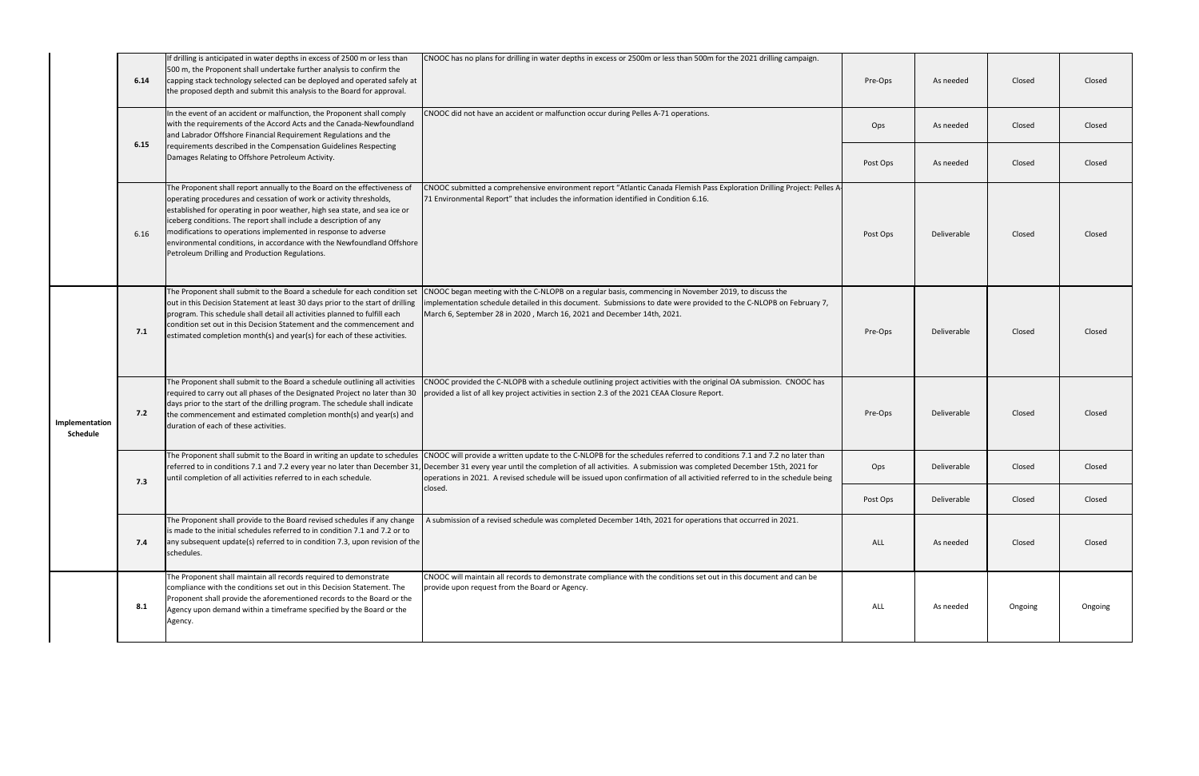| | | | | | | | |
|---|---|---|---|---|---|---|---|
| | 6.14 | If drilling is anticipated in water depths in excess of 2500 m or less than 500 m, the Proponent shall undertake further analysis to confirm the capping stack technology selected can be deployed and operated safely at the proposed depth and submit this analysis to the Board for approval. | CNOOC has no plans for drilling in water depths in excess or 2500m or less than 500m for the 2021 drilling campaign. | Pre-Ops | As needed | Closed | Closed |
| | 6.15 | In the event of an accident or malfunction, the Proponent shall comply with the requirements of the Accord Acts and the Canada-Newfoundland and Labrador Offshore Financial Requirement Regulations and the requirements described in the Compensation Guidelines Respecting Damages Relating to Offshore Petroleum Activity. | CNOOC did not have an accident or malfunction occur during Pelles A-71 operations. | Ops | As needed | Closed | Closed |
| | | | | Post Ops | As needed | Closed | Closed |
| | 6.16 | The Proponent shall report annually to the Board on the effectiveness of operating procedures and cessation of work or activity thresholds, established for operating in poor weather, high sea state, and sea ice or iceberg conditions. The report shall include a description of any modifications to operations implemented in response to adverse environmental conditions, in accordance with the Newfoundland Offshore Petroleum Drilling and Production Regulations. | CNOOC submitted a comprehensive environment report "Atlantic Canada Flemish Pass Exploration Drilling Project: Pelles A-71 Environmental Report" that includes the information identified in Condition 6.16. | Post Ops | Deliverable | Closed | Closed |
| Implementation Schedule | 7.1 | The Proponent shall submit to the Board a schedule for each condition set out in this Decision Statement at least 30 days prior to the start of drilling program. This schedule shall detail all activities planned to fulfill each condition set out in this Decision Statement and the commencement and estimated completion month(s) and year(s) for each of these activities. | CNOOC began meeting with the C-NLOPB on a regular basis, commencing in November 2019, to discuss the implementation schedule detailed in this document. Submissions to date were provided to the C-NLOPB on February 7, March 6, September 28 in 2020 , March 16, 2021 and December 14th, 2021. | Pre-Ops | Deliverable | Closed | Closed |
| | 7.2 | The Proponent shall submit to the Board a schedule outlining all activities required to carry out all phases of the Designated Project no later than 30 days prior to the start of the drilling program. The schedule shall indicate the commencement and estimated completion month(s) and year(s) and duration of each of these activities. | CNOOC provided the C-NLOPB with a schedule outlining project activities with the original OA submission. CNOOC has provided a list of all key project activities in section 2.3 of the 2021 CEAA Closure Report. | Pre-Ops | Deliverable | Closed | Closed |
| | 7.3 | The Proponent shall submit to the Board in writing an update to schedules referred to in conditions 7.1 and 7.2 every year no later than December 31, until completion of all activities referred to in each schedule. | CNOOC will provide a written update to the C-NLOPB for the schedules referred to conditions 7.1 and 7.2 no later than December 31 every year until the completion of all activities. A submission was completed December 15th, 2021 for operations in 2021. A revised schedule will be issued upon confirmation of all activitied referred to in the schedule being closed. | Ops | Deliverable | Closed | Closed |
| | | | | Post Ops | Deliverable | Closed | Closed |
| | 7.4 | The Proponent shall provide to the Board revised schedules if any change is made to the initial schedules referred to in condition 7.1 and 7.2 or to any subsequent update(s) referred to in condition 7.3, upon revision of the schedules. | A submission of a revised schedule was completed December 14th, 2021 for operations that occurred in 2021. | ALL | As needed | Closed | Closed |
| | 8.1 | The Proponent shall maintain all records required to demonstrate compliance with the conditions set out in this Decision Statement. The Proponent shall provide the aforementioned records to the Board or the Agency upon demand within a timeframe specified by the Board or the Agency. | CNOOC will maintain all records to demonstrate compliance with the conditions set out in this document and can be provide upon request from the Board or Agency. | ALL | As needed | Ongoing | Ongoing |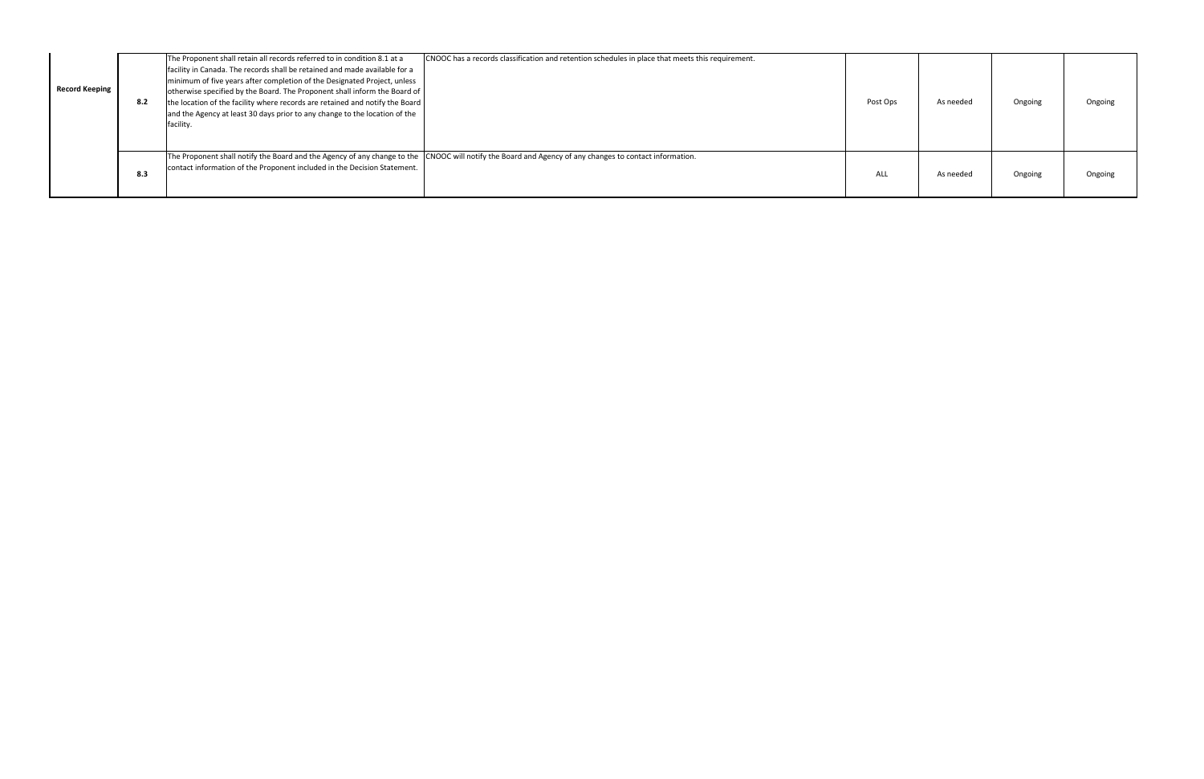| | | | | | | | |
|---|---|---|---|---|---|---|---|
| **Record Keeping** | **8.2** | The Proponent shall retain all records referred to in condition 8.1 at a facility in Canada. The records shall be retained and made available for a minimum of five years after completion of the Designated Project, unless otherwise specified by the Board. The Proponent shall inform the Board of the location of the facility where records are retained and notify the Board and the Agency at least 30 days prior to any change to the location of the facility. | CNOOC has a records classification and retention schedules in place that meets this requirement. | Post Ops | As needed | Ongoing | Ongoing |
| | **8.3** | The Proponent shall notify the Board and the Agency of any change to the contact information of the Proponent included in the Decision Statement. | CNOOC will notify the Board and Agency of any changes to contact information. | ALL | As needed | Ongoing | Ongoing |